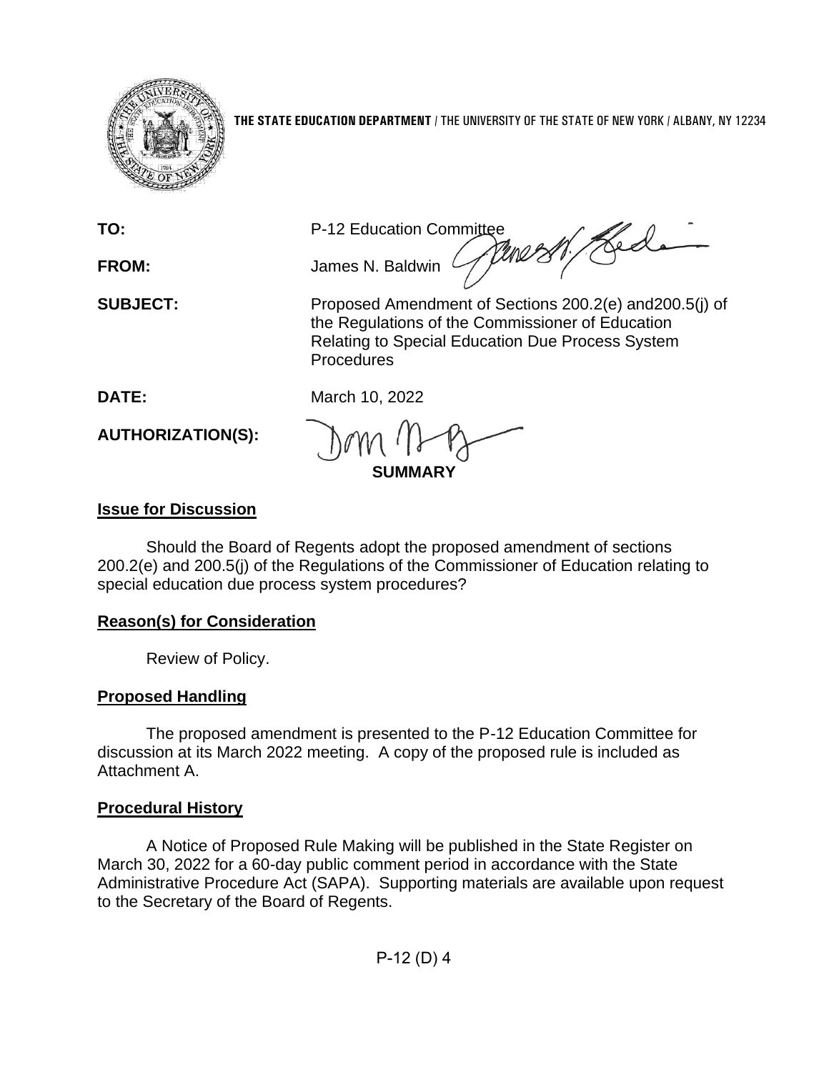**THE STATE EDUCATION DEPARTMENT** / THE UNIVERSITY OF THE STATE OF NEW YORK / ALBANY, NY 12234

**TO:** P-12 Education Committee

**FROM:** James N. Baldwin

**SUBJECT:** Proposed Amendment of Sections 200.2(e) and200.5(j) of the Regulations of the Commissioner of Education Relating to Special Education Due Process System Procedures

**DATE:** March 10, 2022

**AUTHORIZATION(S):**

**SUMMARY**

## Issue for Discussion

Should the Board of Regents adopt the proposed amendment of sections 200.2(e) and 200.5(j) of the Regulations of the Commissioner of Education relating to special education due process system procedures?

## Reason(s) for Consideration

Review of Policy.

## Proposed Handling

The proposed amendment is presented to the P-12 Education Committee for discussion at its March 2022 meeting. A copy of the proposed rule is included as Attachment A.

## Procedural History

A Notice of Proposed Rule Making will be published in the State Register on March 30, 2022 for a 60-day public comment period in accordance with the State Administrative Procedure Act (SAPA). Supporting materials are available upon request to the Secretary of the Board of Regents.

P-12 (D) 4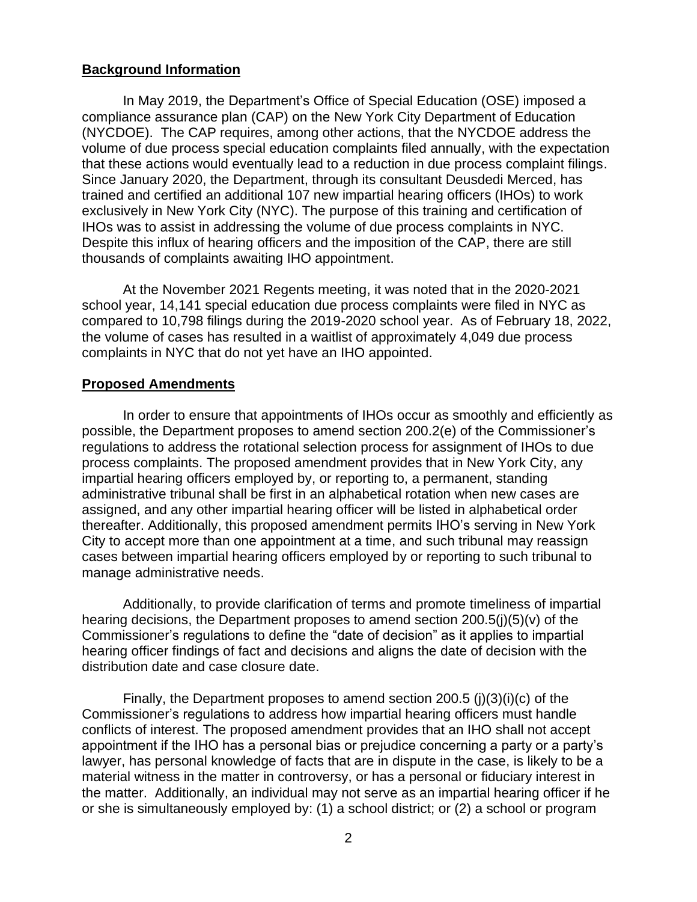**Background Information**

In May 2019, the Department's Office of Special Education (OSE) imposed a compliance assurance plan (CAP) on the New York City Department of Education (NYCDOE). The CAP requires, among other actions, that the NYCDOE address the volume of due process special education complaints filed annually, with the expectation that these actions would eventually lead to a reduction in due process complaint filings. Since January 2020, the Department, through its consultant Deusdedi Merced, has trained and certified an additional 107 new impartial hearing officers (IHOs) to work exclusively in New York City (NYC). The purpose of this training and certification of IHOs was to assist in addressing the volume of due process complaints in NYC. Despite this influx of hearing officers and the imposition of the CAP, there are still thousands of complaints awaiting IHO appointment.

At the November 2021 Regents meeting, it was noted that in the 2020-2021 school year, 14,141 special education due process complaints were filed in NYC as compared to 10,798 filings during the 2019-2020 school year. As of February 18, 2022, the volume of cases has resulted in a waitlist of approximately 4,049 due process complaints in NYC that do not yet have an IHO appointed.

**Proposed Amendments**

In order to ensure that appointments of IHOs occur as smoothly and efficiently as possible, the Department proposes to amend section 200.2(e) of the Commissioner's regulations to address the rotational selection process for assignment of IHOs to due process complaints. The proposed amendment provides that in New York City, any impartial hearing officers employed by, or reporting to, a permanent, standing administrative tribunal shall be first in an alphabetical rotation when new cases are assigned, and any other impartial hearing officer will be listed in alphabetical order thereafter. Additionally, this proposed amendment permits IHO's serving in New York City to accept more than one appointment at a time, and such tribunal may reassign cases between impartial hearing officers employed by or reporting to such tribunal to manage administrative needs.

Additionally, to provide clarification of terms and promote timeliness of impartial hearing decisions, the Department proposes to amend section 200.5(j)(5)(v) of the Commissioner's regulations to define the "date of decision" as it applies to impartial hearing officer findings of fact and decisions and aligns the date of decision with the distribution date and case closure date.

Finally, the Department proposes to amend section 200.5 (j)(3)(i)(c) of the Commissioner's regulations to address how impartial hearing officers must handle conflicts of interest. The proposed amendment provides that an IHO shall not accept appointment if the IHO has a personal bias or prejudice concerning a party or a party's lawyer, has personal knowledge of facts that are in dispute in the case, is likely to be a material witness in the matter in controversy, or has a personal or fiduciary interest in the matter. Additionally, an individual may not serve as an impartial hearing officer if he or she is simultaneously employed by: (1) a school district; or (2) a school or program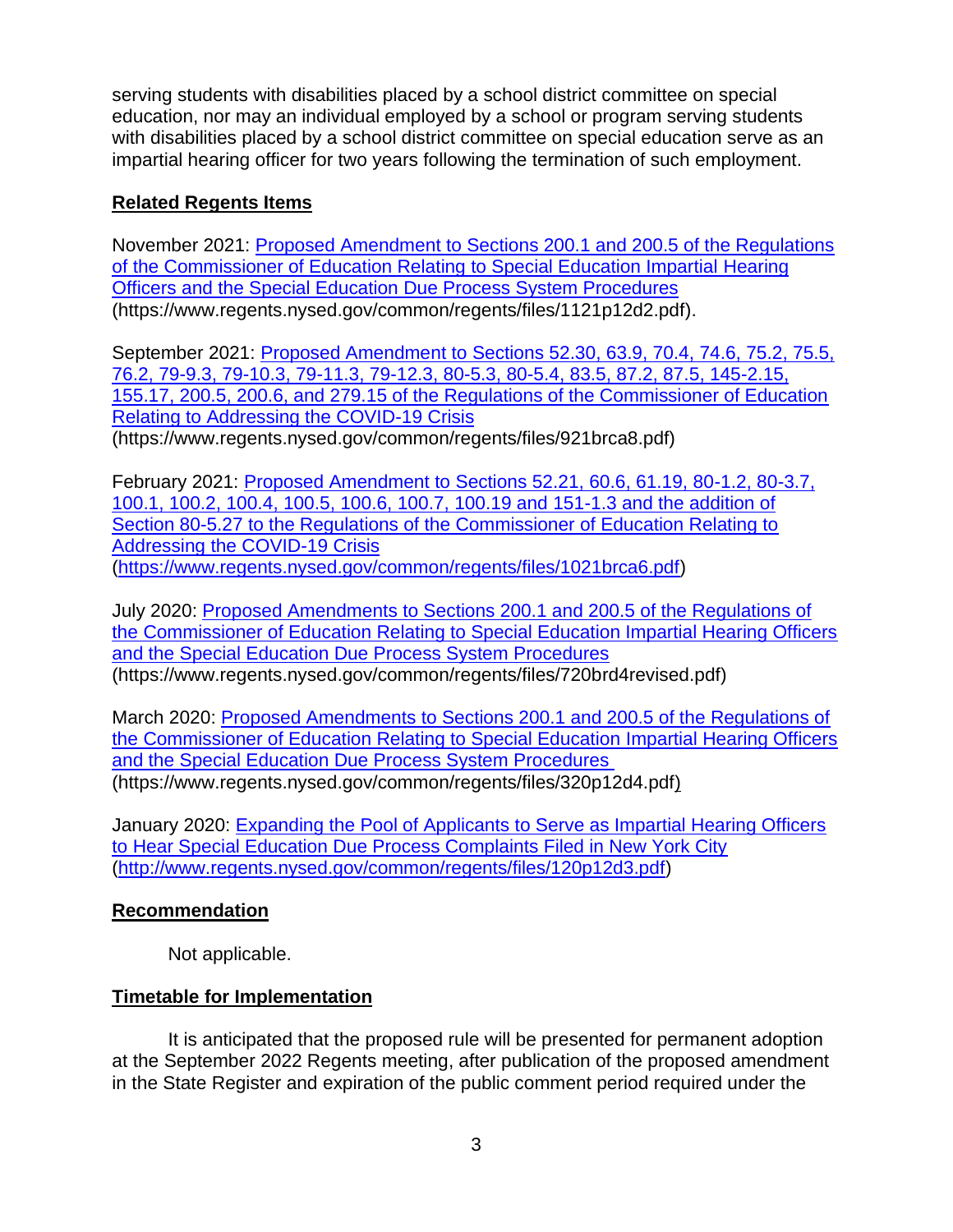serving students with disabilities placed by a school district committee on special education, nor may an individual employed by a school or program serving students with disabilities placed by a school district committee on special education serve as an impartial hearing officer for two years following the termination of such employment.

**Related Regents Items**

November 2021: [Proposed Amendment to Sections 200.1 and 200.5 of the Regulations of the Commissioner of Education Relating to Special Education Impartial Hearing Officers and the Special Education Due Process System Procedures](https://www.regents.nysed.gov/common/regents/files/1121p12d2.pdf) (https://www.regents.nysed.gov/common/regents/files/1121p12d2.pdf).

September 2021: [Proposed Amendment to Sections 52.30, 63.9, 70.4, 74.6, 75.2, 75.5, 76.2, 79-9.3, 79-10.3, 79-11.3, 79-12.3, 80-5.3, 80-5.4, 83.5, 87.2, 87.5, 145-2.15, 155.17, 200.5, 200.6, and 279.15 of the Regulations of the Commissioner of Education Relating to Addressing the COVID-19 Crisis](https://www.regents.nysed.gov/common/regents/files/921brca8.pdf) (https://www.regents.nysed.gov/common/regents/files/921brca8.pdf)

February 2021: [Proposed Amendment to Sections 52.21, 60.6, 61.19, 80-1.2, 80-3.7, 100.1, 100.2, 100.4, 100.5, 100.6, 100.7, 100.19 and 151-1.3 and the addition of Section 80-5.27 to the Regulations of the Commissioner of Education Relating to Addressing the COVID-19 Crisis](https://www.regents.nysed.gov/common/regents/files/1021brca6.pdf) (https://www.regents.nysed.gov/common/regents/files/1021brca6.pdf)

July 2020: [Proposed Amendments to Sections 200.1 and 200.5 of the Regulations of the Commissioner of Education Relating to Special Education Impartial Hearing Officers and the Special Education Due Process System Procedures](https://www.regents.nysed.gov/common/regents/files/720brd4revised.pdf) (https://www.regents.nysed.gov/common/regents/files/720brd4revised.pdf)

March 2020: [Proposed Amendments to Sections 200.1 and 200.5 of the Regulations of the Commissioner of Education Relating to Special Education Impartial Hearing Officers and the Special Education Due Process System Procedures](https://www.regents.nysed.gov/common/regents/files/320p12d4.pdf) (https://www.regents.nysed.gov/common/regents/files/320p12d4.pdf)

January 2020: [Expanding the Pool of Applicants to Serve as Impartial Hearing Officers to Hear Special Education Due Process Complaints Filed in New York City](http://www.regents.nysed.gov/common/regents/files/120p12d3.pdf) (http://www.regents.nysed.gov/common/regents/files/120p12d3.pdf)

**Recommendation**

Not applicable.

**Timetable for Implementation**

It is anticipated that the proposed rule will be presented for permanent adoption at the September 2022 Regents meeting, after publication of the proposed amendment in the State Register and expiration of the public comment period required under the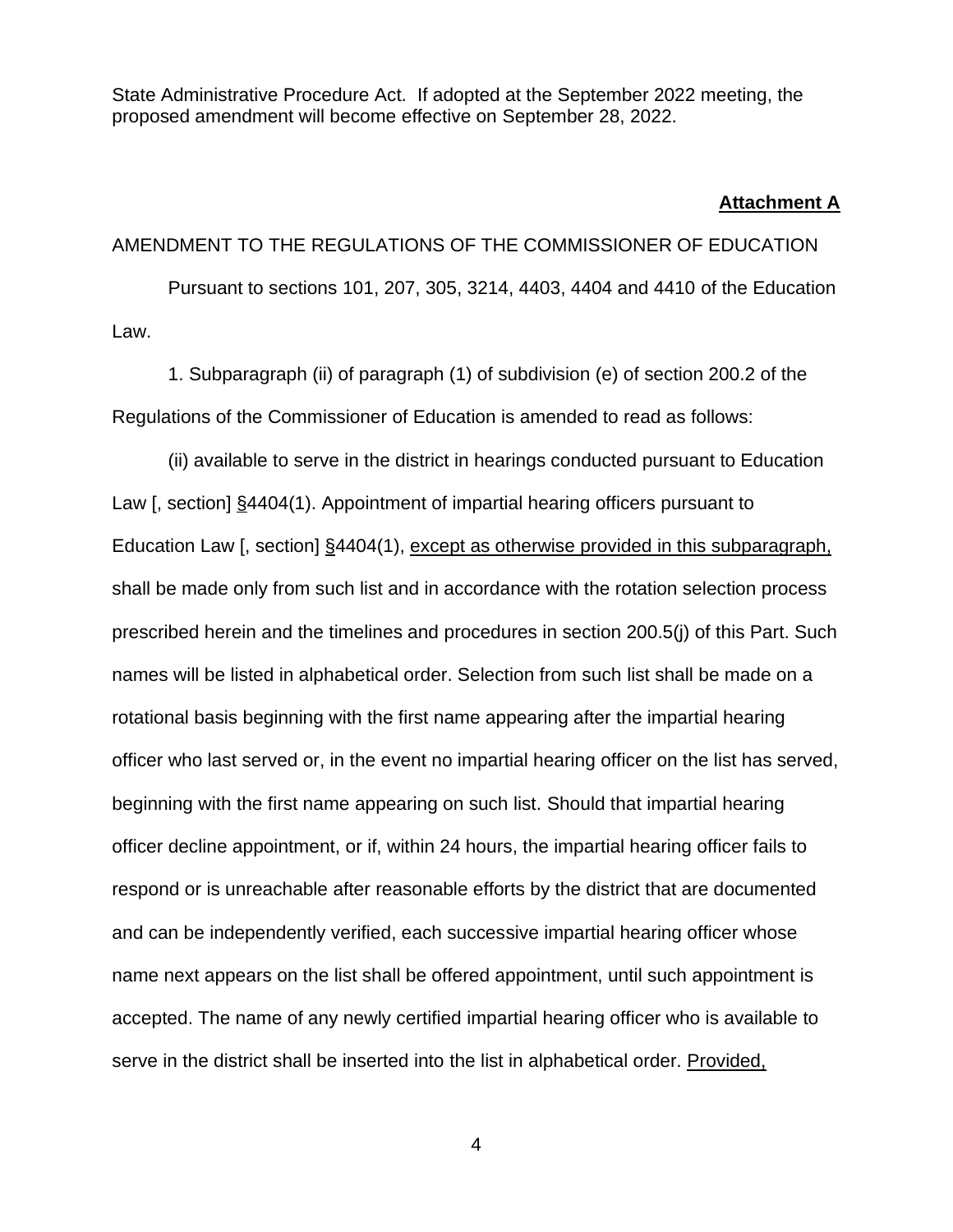State Administrative Procedure Act. If adopted at the September 2022 meeting, the proposed amendment will become effective on September 28, 2022.

**Attachment A**

AMENDMENT TO THE REGULATIONS OF THE COMMISSIONER OF EDUCATION

Pursuant to sections 101, 207, 305, 3214, 4403, 4404 and 4410 of the Education Law.

1. Subparagraph (ii) of paragraph (1) of subdivision (e) of section 200.2 of the Regulations of the Commissioner of Education is amended to read as follows:

(ii) available to serve in the district in hearings conducted pursuant to Education Law [, section] <u>§</u>4404(1). Appointment of impartial hearing officers pursuant to Education Law [, section] <u>§</u>4404(1), <u>except as otherwise provided in this subparagraph,</u> shall be made only from such list and in accordance with the rotation selection process prescribed herein and the timelines and procedures in section 200.5(j) of this Part. Such names will be listed in alphabetical order. Selection from such list shall be made on a rotational basis beginning with the first name appearing after the impartial hearing officer who last served or, in the event no impartial hearing officer on the list has served, beginning with the first name appearing on such list. Should that impartial hearing officer decline appointment, or if, within 24 hours, the impartial hearing officer fails to respond or is unreachable after reasonable efforts by the district that are documented and can be independently verified, each successive impartial hearing officer whose name next appears on the list shall be offered appointment, until such appointment is accepted. The name of any newly certified impartial hearing officer who is available to serve in the district shall be inserted into the list in alphabetical order. <u>Provided,</u>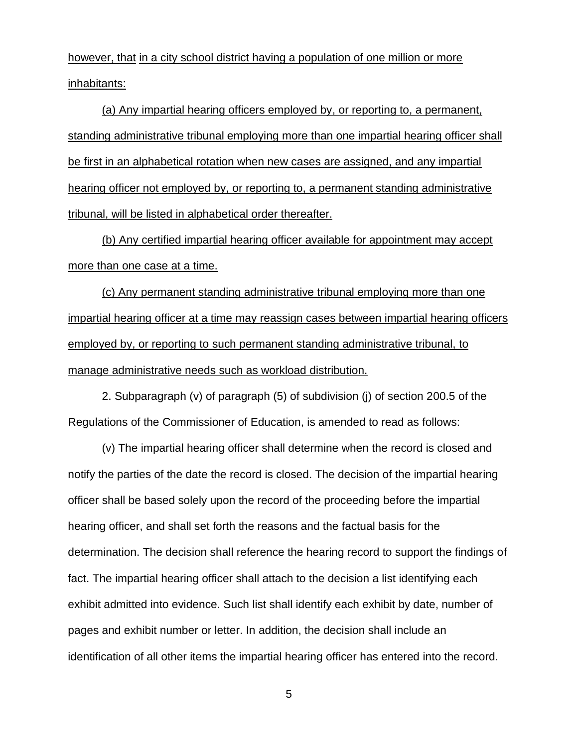however, that in a city school district having a population of one million or more inhabitants:

(a) Any impartial hearing officers employed by, or reporting to, a permanent, standing administrative tribunal employing more than one impartial hearing officer shall be first in an alphabetical rotation when new cases are assigned, and any impartial hearing officer not employed by, or reporting to, a permanent standing administrative tribunal, will be listed in alphabetical order thereafter.

(b) Any certified impartial hearing officer available for appointment may accept more than one case at a time.

(c) Any permanent standing administrative tribunal employing more than one impartial hearing officer at a time may reassign cases between impartial hearing officers employed by, or reporting to such permanent standing administrative tribunal, to manage administrative needs such as workload distribution.

2. Subparagraph (v) of paragraph (5) of subdivision (j) of section 200.5 of the Regulations of the Commissioner of Education, is amended to read as follows:

(v) The impartial hearing officer shall determine when the record is closed and notify the parties of the date the record is closed. The decision of the impartial hearing officer shall be based solely upon the record of the proceeding before the impartial hearing officer, and shall set forth the reasons and the factual basis for the determination. The decision shall reference the hearing record to support the findings of fact. The impartial hearing officer shall attach to the decision a list identifying each exhibit admitted into evidence. Such list shall identify each exhibit by date, number of pages and exhibit number or letter. In addition, the decision shall include an identification of all other items the impartial hearing officer has entered into the record.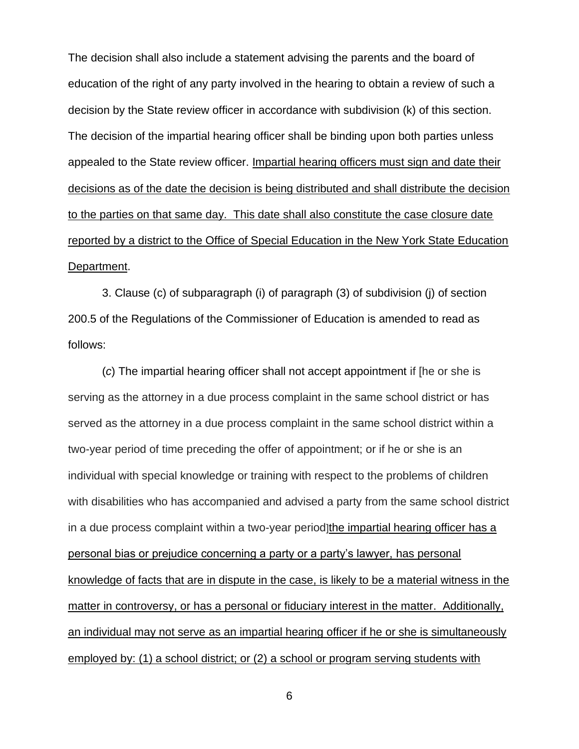The decision shall also include a statement advising the parents and the board of education of the right of any party involved in the hearing to obtain a review of such a decision by the State review officer in accordance with subdivision (k) of this section. The decision of the impartial hearing officer shall be binding upon both parties unless appealed to the State review officer. <u>Impartial hearing officers must sign and date their decisions as of the date the decision is being distributed and shall distribute the decision to the parties on that same day. This date shall also constitute the case closure date reported by a district to the Office of Special Education in the New York State Education Department</u>.

3. Clause (c) of subparagraph (i) of paragraph (3) of subdivision (j) of section 200.5 of the Regulations of the Commissioner of Education is amended to read as follows:

(*c*) The impartial hearing officer shall not accept appointment if [he or she is serving as the attorney in a due process complaint in the same school district or has served as the attorney in a due process complaint in the same school district within a two-year period of time preceding the offer of appointment; or if he or she is an individual with special knowledge or training with respect to the problems of children with disabilities who has accompanied and advised a party from the same school district in a due process complaint within a two-year period]<u>the impartial hearing officer has a personal bias or prejudice concerning a party or a party's lawyer, has personal knowledge of facts that are in dispute in the case, is likely to be a material witness in the matter in controversy, or has a personal or fiduciary interest in the matter. Additionally, an individual may not serve as an impartial hearing officer if he or she is simultaneously employed by: (1) a school district; or (2) a school or program serving students with</u>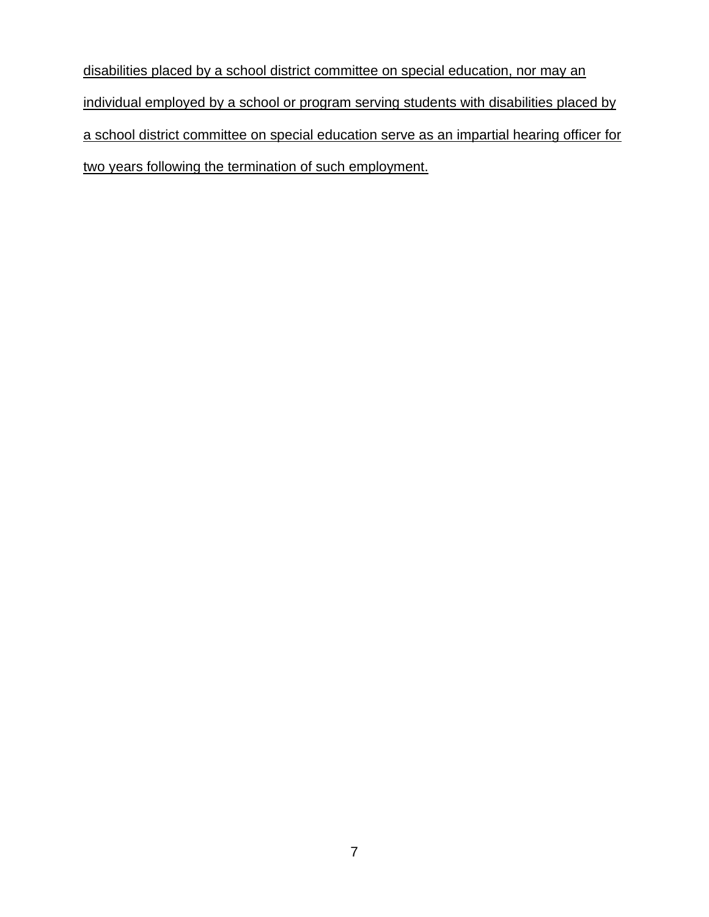disabilities placed by a school district committee on special education, nor may an individual employed by a school or program serving students with disabilities placed by a school district committee on special education serve as an impartial hearing officer for two years following the termination of such employment.